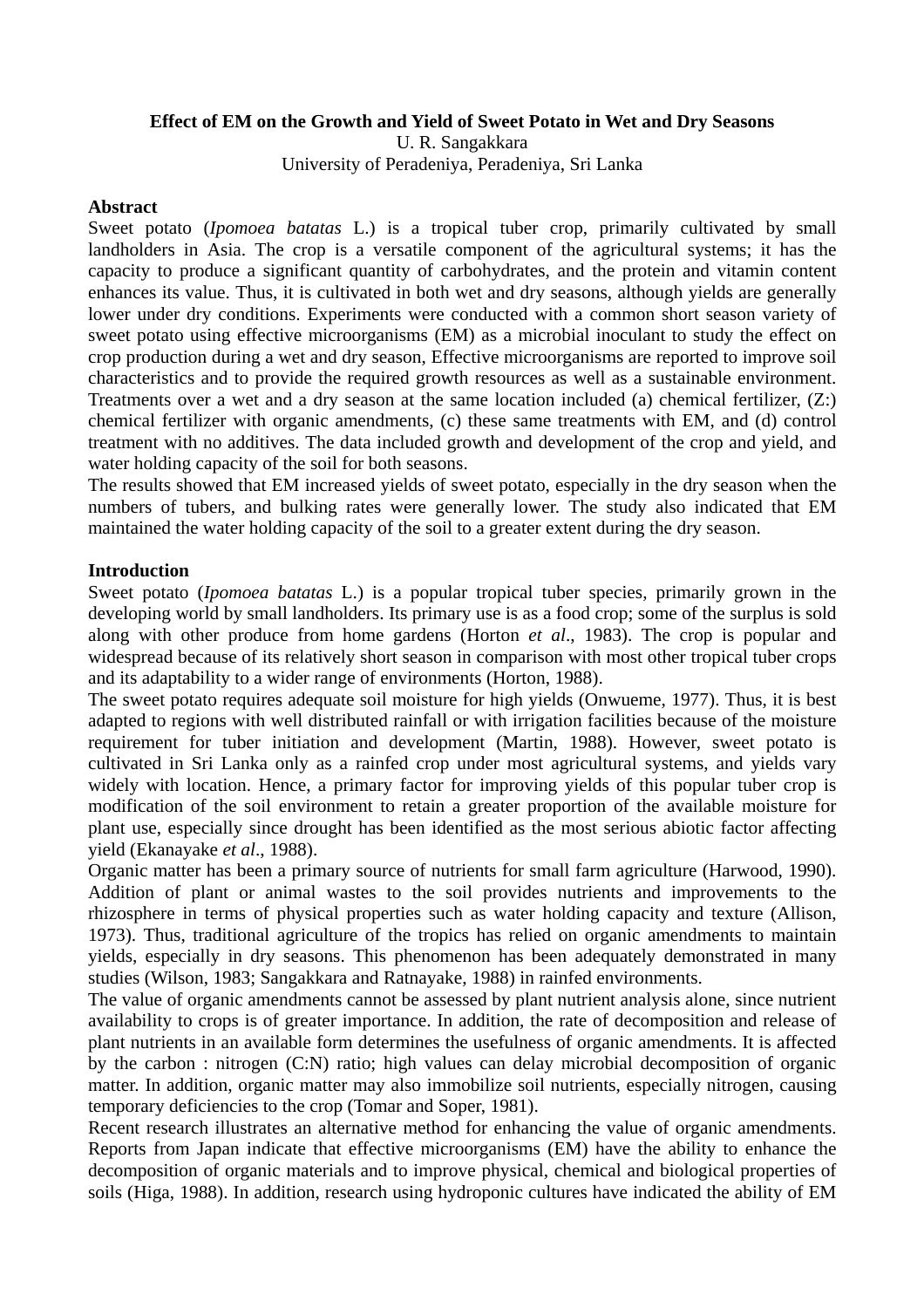**Effect of EM on the Growth and Yield of Sweet Potato in Wet and Dry Seasons**

U. R. Sangakkara

University of Peradeniya, Peradeniya, Sri Lanka

## Abstract

Sweet potato (*Ipomoea batatas* L.) is a tropical tuber crop, primarily cultivated by small landholders in Asia. The crop is a versatile component of the agricultural systems; it has the capacity to produce a significant quantity of carbohydrates, and the protein and vitamin content enhances its value. Thus, it is cultivated in both wet and dry seasons, although yields are generally lower under dry conditions. Experiments were conducted with a common short season variety of sweet potato using effective microorganisms (EM) as a microbial inoculant to study the effect on crop production during a wet and dry season, Effective microorganisms are reported to improve soil characteristics and to provide the required growth resources as well as a sustainable environment. Treatments over a wet and a dry season at the same location included (a) chemical fertilizer, (Z:) chemical fertilizer with organic amendments, (c) these same treatments with EM, and (d) control treatment with no additives. The data included growth and development of the crop and yield, and water holding capacity of the soil for both seasons.

The results showed that EM increased yields of sweet potato, especially in the dry season when the numbers of tubers, and bulking rates were generally lower. The study also indicated that EM maintained the water holding capacity of the soil to a greater extent during the dry season.

## Introduction

Sweet potato (*Ipomoea batatas* L.) is a popular tropical tuber species, primarily grown in the developing world by small landholders. Its primary use is as a food crop; some of the surplus is sold along with other produce from home gardens (Horton *et al*., 1983). The crop is popular and widespread because of its relatively short season in comparison with most other tropical tuber crops and its adaptability to a wider range of environments (Horton, 1988).

The sweet potato requires adequate soil moisture for high yields (Onwueme, 1977). Thus, it is best adapted to regions with well distributed rainfall or with irrigation facilities because of the moisture requirement for tuber initiation and development (Martin, 1988). However, sweet potato is cultivated in Sri Lanka only as a rainfed crop under most agricultural systems, and yields vary widely with location. Hence, a primary factor for improving yields of this popular tuber crop is modification of the soil environment to retain a greater proportion of the available moisture for plant use, especially since drought has been identified as the most serious abiotic factor affecting yield (Ekanayake *et al*., 1988).

Organic matter has been a primary source of nutrients for small farm agriculture (Harwood, 1990). Addition of plant or animal wastes to the soil provides nutrients and improvements to the rhizosphere in terms of physical properties such as water holding capacity and texture (Allison, 1973). Thus, traditional agriculture of the tropics has relied on organic amendments to maintain yields, especially in dry seasons. This phenomenon has been adequately demonstrated in many studies (Wilson, 1983; Sangakkara and Ratnayake, 1988) in rainfed environments.

The value of organic amendments cannot be assessed by plant nutrient analysis alone, since nutrient availability to crops is of greater importance. In addition, the rate of decomposition and release of plant nutrients in an available form determines the usefulness of organic amendments. It is affected by the carbon : nitrogen (C:N) ratio; high values can delay microbial decomposition of organic matter. In addition, organic matter may also immobilize soil nutrients, especially nitrogen, causing temporary deficiencies to the crop (Tomar and Soper, 1981).

Recent research illustrates an alternative method for enhancing the value of organic amendments. Reports from Japan indicate that effective microorganisms (EM) have the ability to enhance the decomposition of organic materials and to improve physical, chemical and biological properties of soils (Higa, 1988). In addition, research using hydroponic cultures have indicated the ability of EM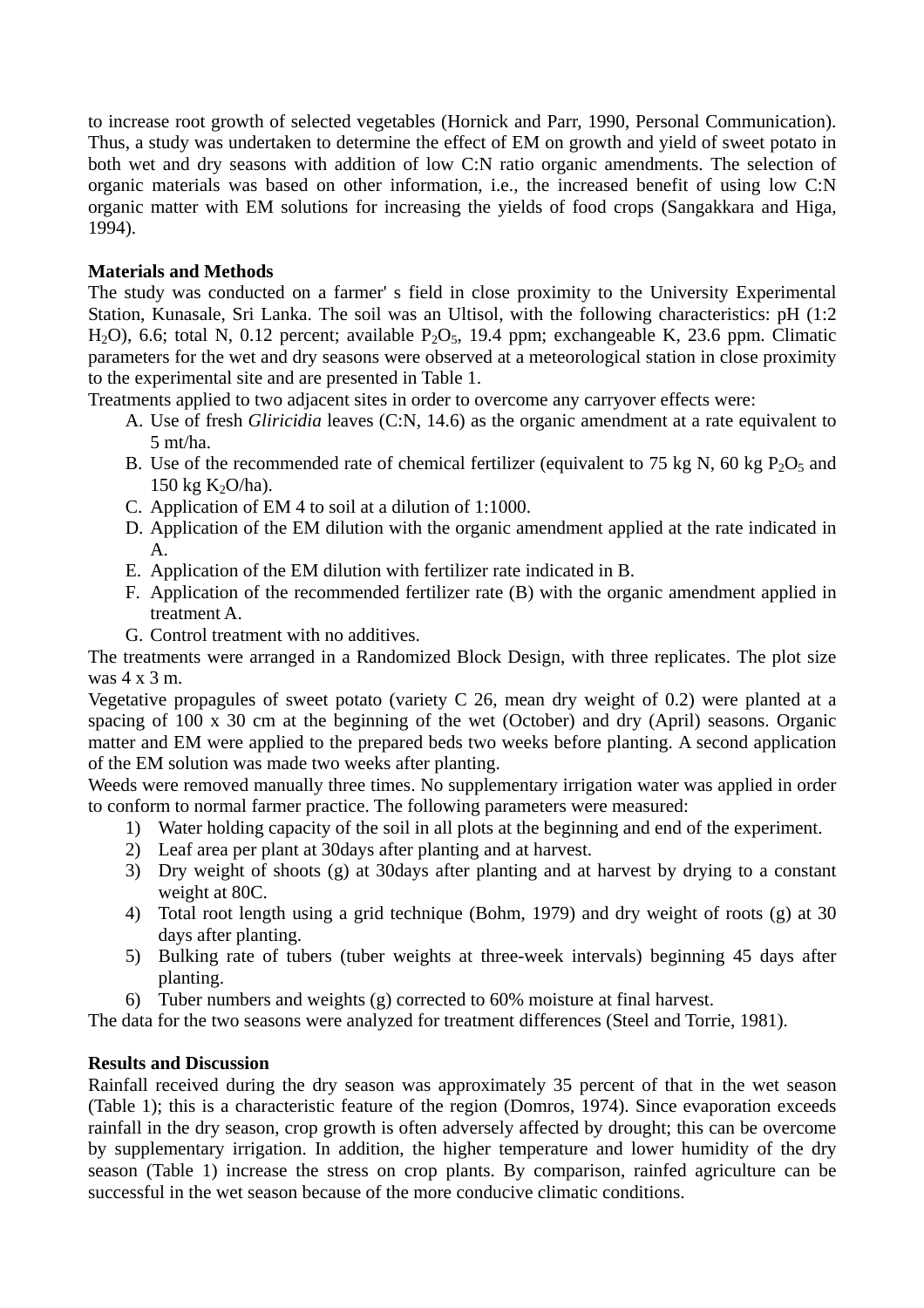to increase root growth of selected vegetables (Hornick and Parr, 1990, Personal Communication). Thus, a study was undertaken to determine the effect of EM on growth and yield of sweet potato in both wet and dry seasons with addition of low C:N ratio organic amendments. The selection of organic materials was based on other information, i.e., the increased benefit of using low C:N organic matter with EM solutions for increasing the yields of food crops (Sangakkara and Higa, 1994).

**Materials and Methods**

The study was conducted on a farmer' s field in close proximity to the University Experimental Station, Kunasale, Sri Lanka. The soil was an Ultisol, with the following characteristics: pH (1:2 $H_2O$), 6.6; total N, 0.12 percent; available $P_2O_5$, 19.4 ppm; exchangeable K, 23.6 ppm. Climatic parameters for the wet and dry seasons were observed at a meteorological station in close proximity to the experimental site and are presented in Table 1.

Treatments applied to two adjacent sites in order to overcome any carryover effects were:

A. Use of fresh *Gliricidia* leaves (C:N, 14.6) as the organic amendment at a rate equivalent to 5 mt/ha.
B. Use of the recommended rate of chemical fertilizer (equivalent to 75 kg N, 60 kg $P_2O_5$ and 150 kg $K_2O$/ha).
C. Application of EM 4 to soil at a dilution of 1:1000.
D. Application of the EM dilution with the organic amendment applied at the rate indicated in A.
E. Application of the EM dilution with fertilizer rate indicated in B.
F. Application of the recommended fertilizer rate (B) with the organic amendment applied in treatment A.
G. Control treatment with no additives.

The treatments were arranged in a Randomized Block Design, with three replicates. The plot size was 4 x 3 m.

Vegetative propagules of sweet potato (variety C 26, mean dry weight of 0.2) were planted at a spacing of 100 x 30 cm at the beginning of the wet (October) and dry (April) seasons. Organic matter and EM were applied to the prepared beds two weeks before planting. A second application of the EM solution was made two weeks after planting.

Weeds were removed manually three times. No supplementary irrigation water was applied in order to conform to normal farmer practice. The following parameters were measured:

1) Water holding capacity of the soil in all plots at the beginning and end of the experiment.
2) Leaf area per plant at 30days after planting and at harvest.
3) Dry weight of shoots (g) at 30days after planting and at harvest by drying to a constant weight at 80C.
4) Total root length using a grid technique (Bohm, 1979) and dry weight of roots (g) at 30 days after planting.
5) Bulking rate of tubers (tuber weights at three-week intervals) beginning 45 days after planting.
6) Tuber numbers and weights (g) corrected to 60% moisture at final harvest.

The data for the two seasons were analyzed for treatment differences (Steel and Torrie, 1981).

**Results and Discussion**

Rainfall received during the dry season was approximately 35 percent of that in the wet season (Table 1); this is a characteristic feature of the region (Domros, 1974). Since evaporation exceeds rainfall in the dry season, crop growth is often adversely affected by drought; this can be overcome by supplementary irrigation. In addition, the higher temperature and lower humidity of the dry season (Table 1) increase the stress on crop plants. By comparison, rainfed agriculture can be successful in the wet season because of the more conducive climatic conditions.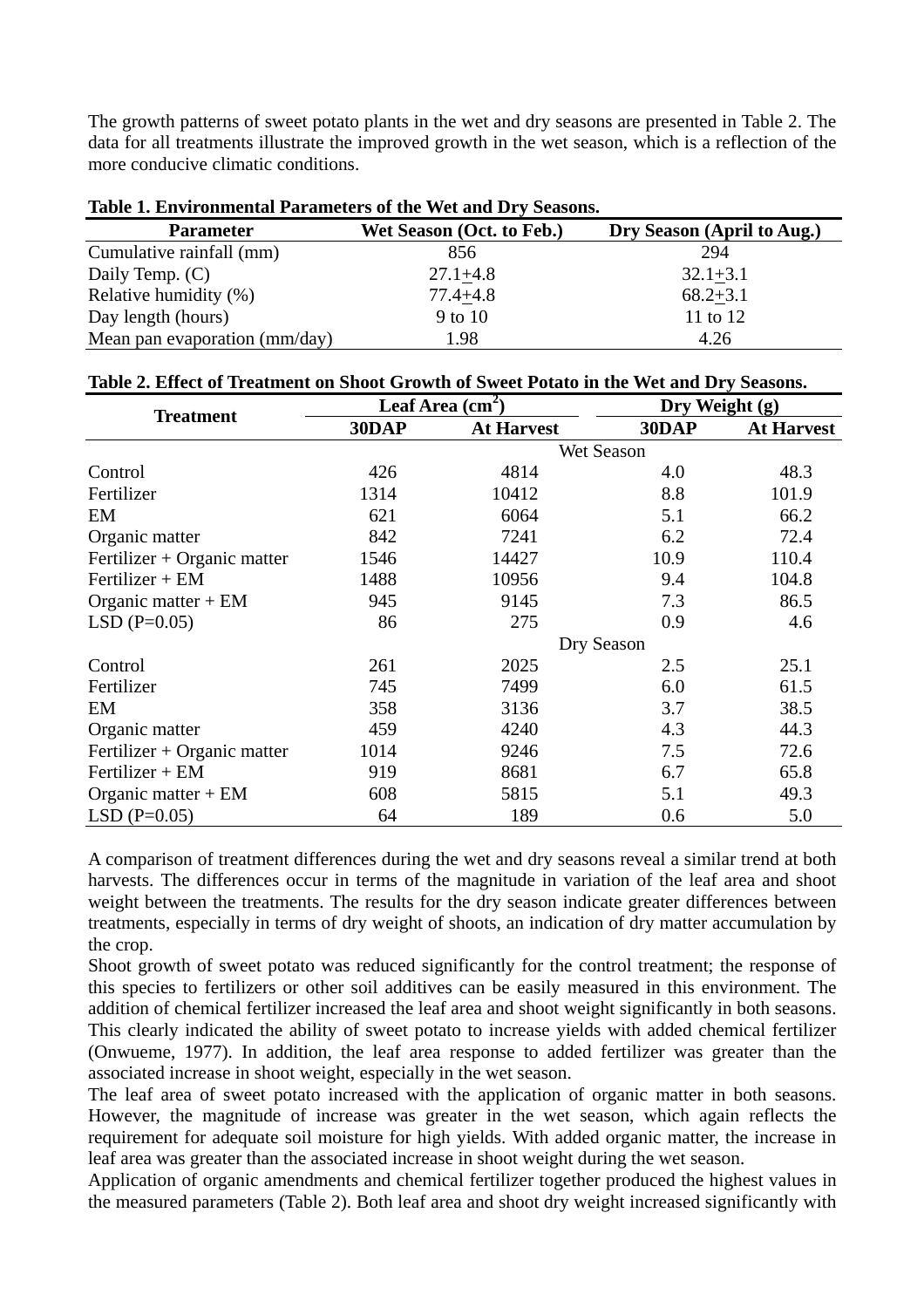The growth patterns of sweet potato plants in the wet and dry seasons are presented in Table 2. The data for all treatments illustrate the improved growth in the wet season, which is a reflection of the more conducive climatic conditions.

**Table 1. Environmental Parameters of the Wet and Dry Seasons.**

| Parameter | Wet Season (Oct. to Feb.) | Dry Season (April to Aug.) |
|---|---|---|
| Cumulative rainfall (mm) | 856 | 294 |
| Daily Temp. (C) | 27.1±4.8 | 32.1±3.1 |
| Relative humidity (%) | 77.4±4.8 | 68.2±3.1 |
| Day length (hours) | 9 to 10 | 11 to 12 |
| Mean pan evaporation (mm/day) | 1.98 | 4.26 |

**Table 2. Effect of Treatment on Shoot Growth of Sweet Potato in the Wet and Dry Seasons.**

| Treatment | Leaf Area ($cm^2$) | | Dry Weight (g) | |
|---|---|---|---|---|
| | 30DAP | At Harvest | 30DAP | At Harvest |
| | | Wet Season | | |
| Control | 426 | 4814 | 4.0 | 48.3 |
| Fertilizer | 1314 | 10412 | 8.8 | 101.9 |
| EM | 621 | 6064 | 5.1 | 66.2 |
| Organic matter | 842 | 7241 | 6.2 | 72.4 |
| Fertilizer + Organic matter | 1546 | 14427 | 10.9 | 110.4 |
| Fertilizer + EM | 1488 | 10956 | 9.4 | 104.8 |
| Organic matter + EM | 945 | 9145 | 7.3 | 86.5 |
| LSD (P=0.05) | 86 | 275 | 0.9 | 4.6 |
| | | Dry Season | | |
| Control | 261 | 2025 | 2.5 | 25.1 |
| Fertilizer | 745 | 7499 | 6.0 | 61.5 |
| EM | 358 | 3136 | 3.7 | 38.5 |
| Organic matter | 459 | 4240 | 4.3 | 44.3 |
| Fertilizer + Organic matter | 1014 | 9246 | 7.5 | 72.6 |
| Fertilizer + EM | 919 | 8681 | 6.7 | 65.8 |
| Organic matter + EM | 608 | 5815 | 5.1 | 49.3 |
| LSD (P=0.05) | 64 | 189 | 0.6 | 5.0 |

A comparison of treatment differences during the wet and dry seasons reveal a similar trend at both harvests. The differences occur in terms of the magnitude in variation of the leaf area and shoot weight between the treatments. The results for the dry season indicate greater differences between treatments, especially in terms of dry weight of shoots, an indication of dry matter accumulation by the crop.

Shoot growth of sweet potato was reduced significantly for the control treatment; the response of this species to fertilizers or other soil additives can be easily measured in this environment. The addition of chemical fertilizer increased the leaf area and shoot weight significantly in both seasons. This clearly indicated the ability of sweet potato to increase yields with added chemical fertilizer (Onwueme, 1977). In addition, the leaf area response to added fertilizer was greater than the associated increase in shoot weight, especially in the wet season.

The leaf area of sweet potato increased with the application of organic matter in both seasons. However, the magnitude of increase was greater in the wet season, which again reflects the requirement for adequate soil moisture for high yields. With added organic matter, the increase in leaf area was greater than the associated increase in shoot weight during the wet season.

Application of organic amendments and chemical fertilizer together produced the highest values in the measured parameters (Table 2). Both leaf area and shoot dry weight increased significantly with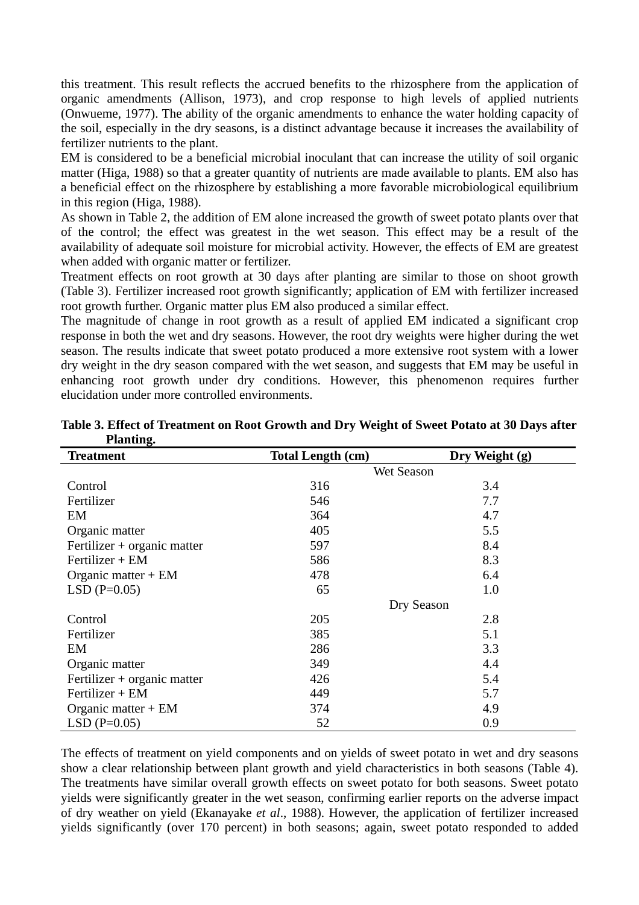this treatment. This result reflects the accrued benefits to the rhizosphere from the application of organic amendments (Allison, 1973), and crop response to high levels of applied nutrients (Onwueme, 1977). The ability of the organic amendments to enhance the water holding capacity of the soil, especially in the dry seasons, is a distinct advantage because it increases the availability of fertilizer nutrients to the plant.

EM is considered to be a beneficial microbial inoculant that can increase the utility of soil organic matter (Higa, 1988) so that a greater quantity of nutrients are made available to plants. EM also has a beneficial effect on the rhizosphere by establishing a more favorable microbiological equilibrium in this region (Higa, 1988).

As shown in Table 2, the addition of EM alone increased the growth of sweet potato plants over that of the control; the effect was greatest in the wet season. This effect may be a result of the availability of adequate soil moisture for microbial activity. However, the effects of EM are greatest when added with organic matter or fertilizer.

Treatment effects on root growth at 30 days after planting are similar to those on shoot growth (Table 3). Fertilizer increased root growth significantly; application of EM with fertilizer increased root growth further. Organic matter plus EM also produced a similar effect.

The magnitude of change in root growth as a result of applied EM indicated a significant crop response in both the wet and dry seasons. However, the root dry weights were higher during the wet season. The results indicate that sweet potato produced a more extensive root system with a lower dry weight in the dry season compared with the wet season, and suggests that EM may be useful in enhancing root growth under dry conditions. However, this phenomenon requires further elucidation under more controlled environments.

**Table 3. Effect of Treatment on Root Growth and Dry Weight of Sweet Potato at 30 Days after Planting.**

| Treatment | Total Length (cm) | Dry Weight (g) |
|---|---|---|
| | Wet Season | |
| Control | 316 | 3.4 |
| Fertilizer | 546 | 7.7 |
| EM | 364 | 4.7 |
| Organic matter | 405 | 5.5 |
| Fertilizer + organic matter | 597 | 8.4 |
| Fertilizer + EM | 586 | 8.3 |
| Organic matter + EM | 478 | 6.4 |
| LSD (P=0.05) | 65 | 1.0 |
| | Dry Season | |
| Control | 205 | 2.8 |
| Fertilizer | 385 | 5.1 |
| EM | 286 | 3.3 |
| Organic matter | 349 | 4.4 |
| Fertilizer + organic matter | 426 | 5.4 |
| Fertilizer + EM | 449 | 5.7 |
| Organic matter + EM | 374 | 4.9 |
| LSD (P=0.05) | 52 | 0.9 |

The effects of treatment on yield components and on yields of sweet potato in wet and dry seasons show a clear relationship between plant growth and yield characteristics in both seasons (Table 4). The treatments have similar overall growth effects on sweet potato for both seasons. Sweet potato yields were significantly greater in the wet season, confirming earlier reports on the adverse impact of dry weather on yield (Ekanayake *et al*., 1988). However, the application of fertilizer increased yields significantly (over 170 percent) in both seasons; again, sweet potato responded to added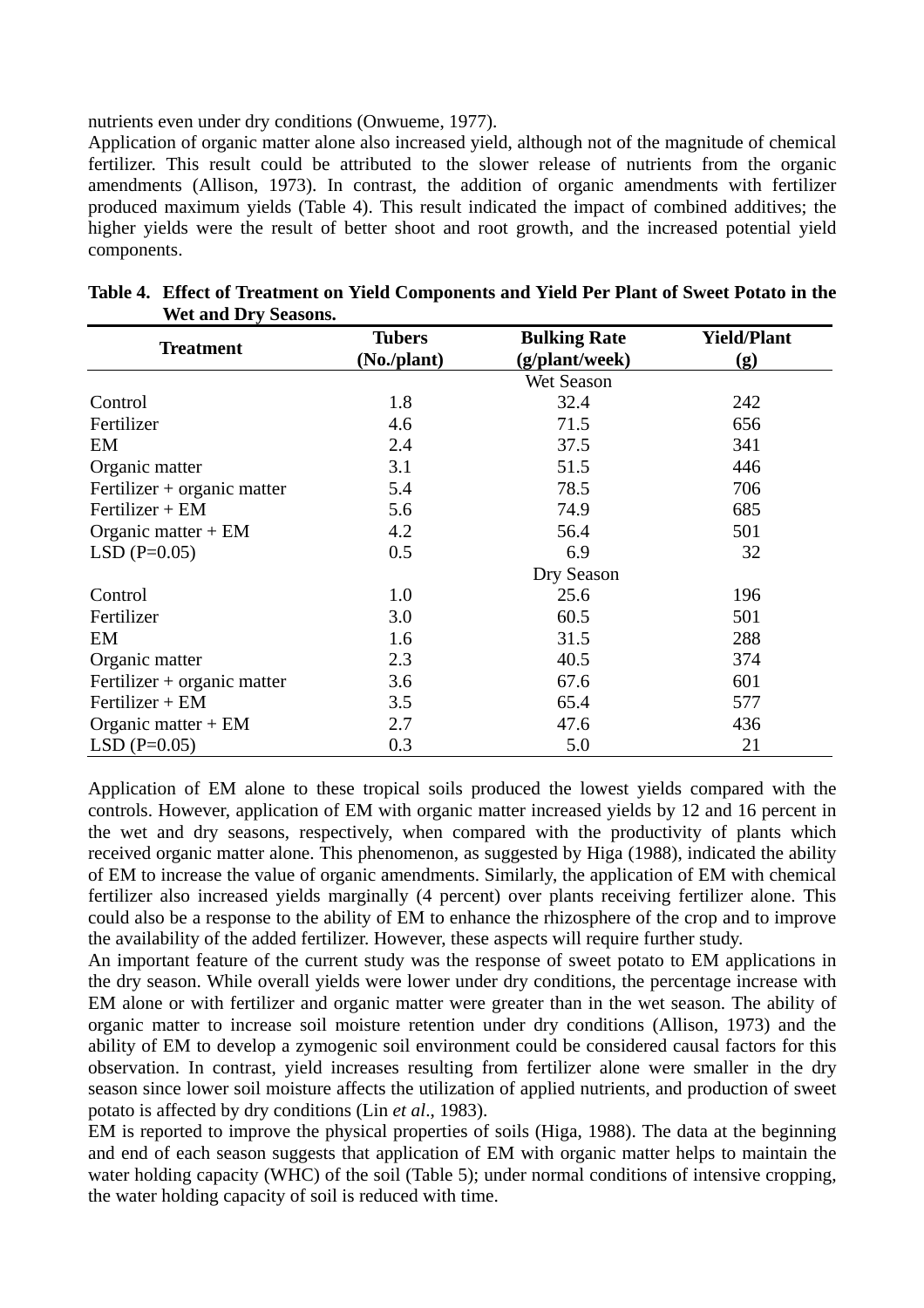nutrients even under dry conditions (Onwueme, 1977).

Application of organic matter alone also increased yield, although not of the magnitude of chemical fertilizer. This result could be attributed to the slower release of nutrients from the organic amendments (Allison, 1973). In contrast, the addition of organic amendments with fertilizer produced maximum yields (Table 4). This result indicated the impact of combined additives; the higher yields were the result of better shoot and root growth, and the increased potential yield components.

**Table 4. Effect of Treatment on Yield Components and Yield Per Plant of Sweet Potato in the Wet and Dry Seasons.**

| Treatment | Tubers (No./plant) | Bulking Rate (g/plant/week) | Yield/Plant (g) |
|---|---|---|---|
| | | Wet Season | |
| Control | 1.8 | 32.4 | 242 |
| Fertilizer | 4.6 | 71.5 | 656 |
| EM | 2.4 | 37.5 | 341 |
| Organic matter | 3.1 | 51.5 | 446 |
| Fertilizer + organic matter | 5.4 | 78.5 | 706 |
| Fertilizer + EM | 5.6 | 74.9 | 685 |
| Organic matter + EM | 4.2 | 56.4 | 501 |
| LSD (P=0.05) | 0.5 | 6.9 | 32 |
| | | Dry Season | |
| Control | 1.0 | 25.6 | 196 |
| Fertilizer | 3.0 | 60.5 | 501 |
| EM | 1.6 | 31.5 | 288 |
| Organic matter | 2.3 | 40.5 | 374 |
| Fertilizer + organic matter | 3.6 | 67.6 | 601 |
| Fertilizer + EM | 3.5 | 65.4 | 577 |
| Organic matter + EM | 2.7 | 47.6 | 436 |
| LSD (P=0.05) | 0.3 | 5.0 | 21 |

Application of EM alone to these tropical soils produced the lowest yields compared with the controls. However, application of EM with organic matter increased yields by 12 and 16 percent in the wet and dry seasons, respectively, when compared with the productivity of plants which received organic matter alone. This phenomenon, as suggested by Higa (1988), indicated the ability of EM to increase the value of organic amendments. Similarly, the application of EM with chemical fertilizer also increased yields marginally (4 percent) over plants receiving fertilizer alone. This could also be a response to the ability of EM to enhance the rhizosphere of the crop and to improve the availability of the added fertilizer. However, these aspects will require further study.

An important feature of the current study was the response of sweet potato to EM applications in the dry season. While overall yields were lower under dry conditions, the percentage increase with EM alone or with fertilizer and organic matter were greater than in the wet season. The ability of organic matter to increase soil moisture retention under dry conditions (Allison, 1973) and the ability of EM to develop a zymogenic soil environment could be considered causal factors for this observation. In contrast, yield increases resulting from fertilizer alone were smaller in the dry season since lower soil moisture affects the utilization of applied nutrients, and production of sweet potato is affected by dry conditions (Lin *et al*., 1983).

EM is reported to improve the physical properties of soils (Higa, 1988). The data at the beginning and end of each season suggests that application of EM with organic matter helps to maintain the water holding capacity (WHC) of the soil (Table 5); under normal conditions of intensive cropping, the water holding capacity of soil is reduced with time.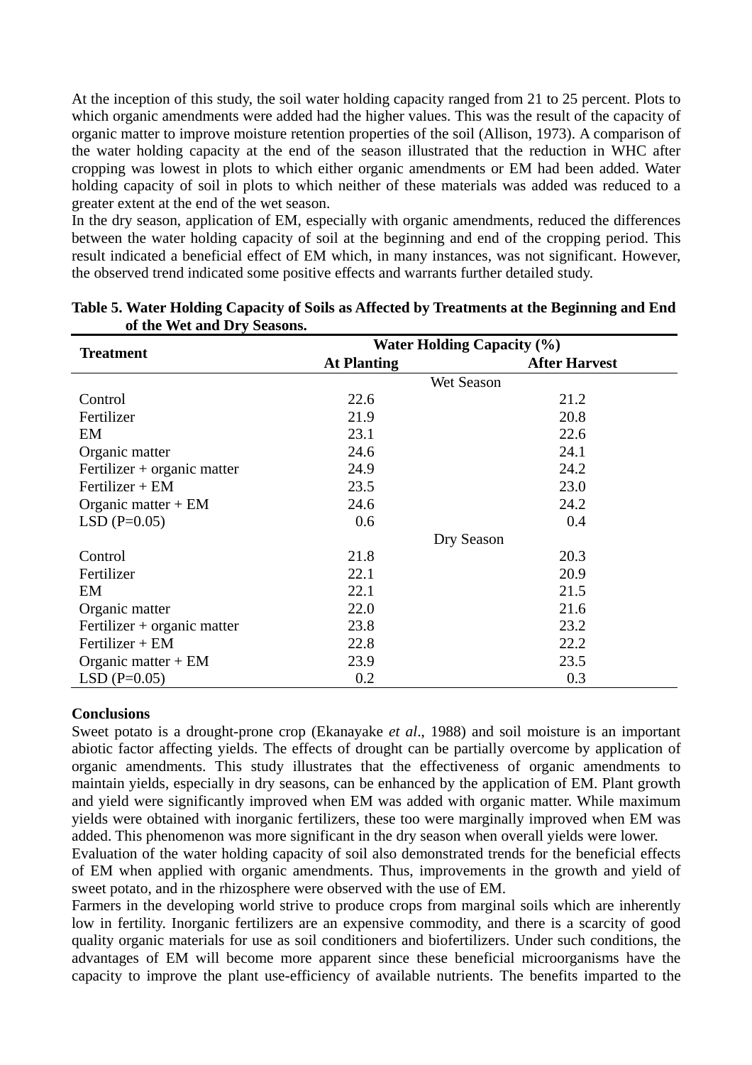At the inception of this study, the soil water holding capacity ranged from 21 to 25 percent. Plots to which organic amendments were added had the higher values. This was the result of the capacity of organic matter to improve moisture retention properties of the soil (Allison, 1973). A comparison of the water holding capacity at the end of the season illustrated that the reduction in WHC after cropping was lowest in plots to which either organic amendments or EM had been added. Water holding capacity of soil in plots to which neither of these materials was added was reduced to a greater extent at the end of the wet season.

In the dry season, application of EM, especially with organic amendments, reduced the differences between the water holding capacity of soil at the beginning and end of the cropping period. This result indicated a beneficial effect of EM which, in many instances, was not significant. However, the observed trend indicated some positive effects and warrants further detailed study.

**Table 5. Water Holding Capacity of Soils as Affected by Treatments at the Beginning and End of the Wet and Dry Seasons.**

| Treatment | Water Holding Capacity (%) | |
|---|---|---|
| | **At Planting** | **After Harvest** |
| | Wet Season | |
| Control | 22.6 | 21.2 |
| Fertilizer | 21.9 | 20.8 |
| EM | 23.1 | 22.6 |
| Organic matter | 24.6 | 24.1 |
| Fertilizer + organic matter | 24.9 | 24.2 |
| Fertilizer + EM | 23.5 | 23.0 |
| Organic matter + EM | 24.6 | 24.2 |
| LSD (P=0.05) | 0.6 | 0.4 |
| | Dry Season | |
| Control | 21.8 | 20.3 |
| Fertilizer | 22.1 | 20.9 |
| EM | 22.1 | 21.5 |
| Organic matter | 22.0 | 21.6 |
| Fertilizer + organic matter | 23.8 | 23.2 |
| Fertilizer + EM | 22.8 | 22.2 |
| Organic matter + EM | 23.9 | 23.5 |
| LSD (P=0.05) | 0.2 | 0.3 |

**Conclusions**

Sweet potato is a drought-prone crop (Ekanayake *et al*., 1988) and soil moisture is an important abiotic factor affecting yields. The effects of drought can be partially overcome by application of organic amendments. This study illustrates that the effectiveness of organic amendments to maintain yields, especially in dry seasons, can be enhanced by the application of EM. Plant growth and yield were significantly improved when EM was added with organic matter. While maximum yields were obtained with inorganic fertilizers, these too were marginally improved when EM was added. This phenomenon was more significant in the dry season when overall yields were lower.

Evaluation of the water holding capacity of soil also demonstrated trends for the beneficial effects of EM when applied with organic amendments. Thus, improvements in the growth and yield of sweet potato, and in the rhizosphere were observed with the use of EM.

Farmers in the developing world strive to produce crops from marginal soils which are inherently low in fertility. Inorganic fertilizers are an expensive commodity, and there is a scarcity of good quality organic materials for use as soil conditioners and biofertilizers. Under such conditions, the advantages of EM will become more apparent since these beneficial microorganisms have the capacity to improve the plant use-efficiency of available nutrients. The benefits imparted to the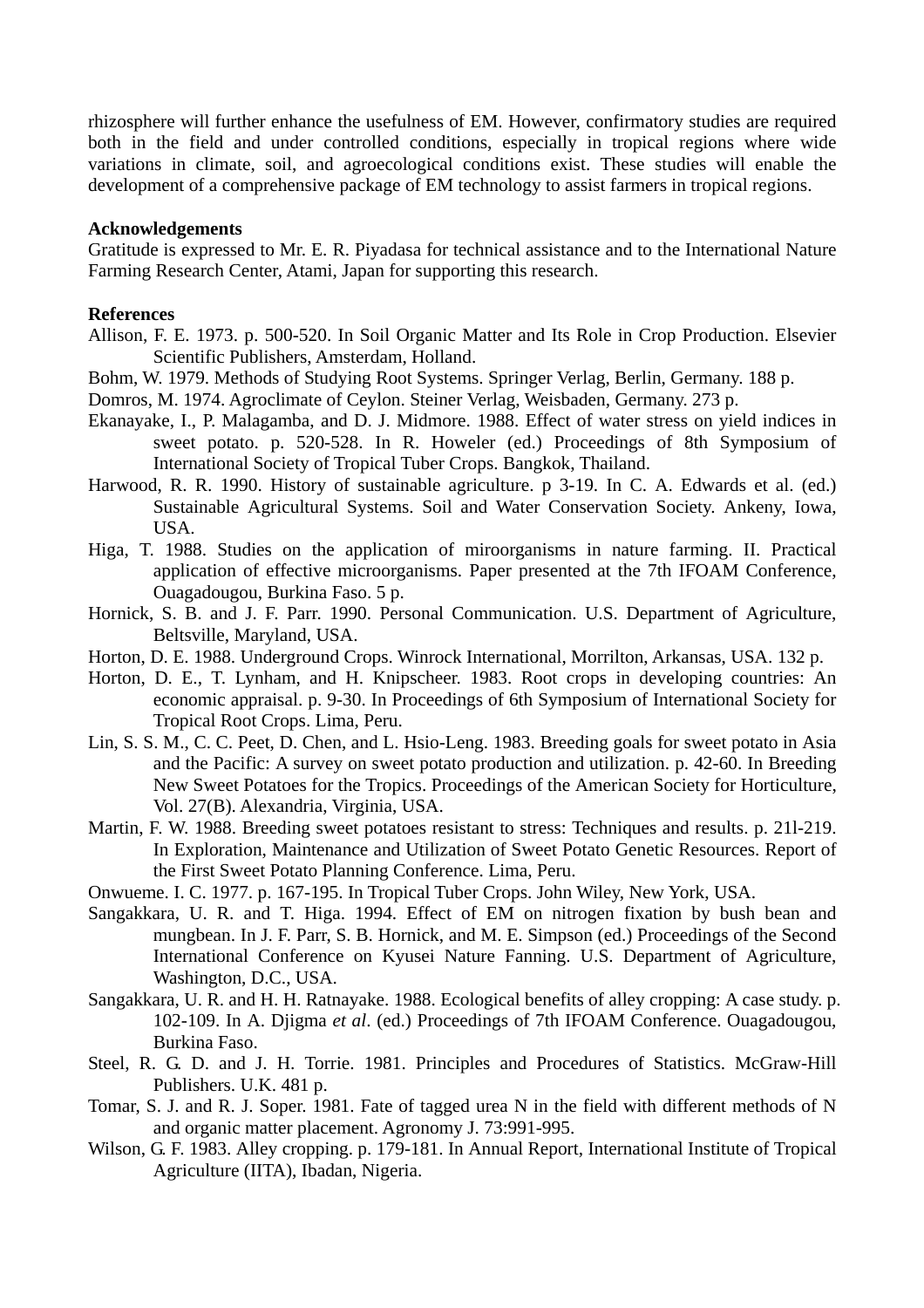rhizosphere will further enhance the usefulness of EM. However, confirmatory studies are required both in the field and under controlled conditions, especially in tropical regions where wide variations in climate, soil, and agroecological conditions exist. These studies will enable the development of a comprehensive package of EM technology to assist farmers in tropical regions.

**Acknowledgements**

Gratitude is expressed to Mr. E. R. Piyadasa for technical assistance and to the International Nature Farming Research Center, Atami, Japan for supporting this research.

**References**

Allison, F. E. 1973. p. 500-520. In Soil Organic Matter and Its Role in Crop Production. Elsevier Scientific Publishers, Amsterdam, Holland.

Bohm, W. 1979. Methods of Studying Root Systems. Springer Verlag, Berlin, Germany. 188 p.

Domros, M. 1974. Agroclimate of Ceylon. Steiner Verlag, Weisbaden, Germany. 273 p.

Ekanayake, I., P. Malagamba, and D. J. Midmore. 1988. Effect of water stress on yield indices in sweet potato. p. 520-528. In R. Howeler (ed.) Proceedings of 8th Symposium of International Society of Tropical Tuber Crops. Bangkok, Thailand.

Harwood, R. R. 1990. History of sustainable agriculture. p 3-19. In C. A. Edwards et al. (ed.) Sustainable Agricultural Systems. Soil and Water Conservation Society. Ankeny, Iowa, USA.

Higa, T. 1988. Studies on the application of miroorganisms in nature farming. II. Practical application of effective microorganisms. Paper presented at the 7th IFOAM Conference, Ouagadougou, Burkina Faso. 5 p.

Hornick, S. B. and J. F. Parr. 1990. Personal Communication. U.S. Department of Agriculture, Beltsville, Maryland, USA.

Horton, D. E. 1988. Underground Crops. Winrock International, Morrilton, Arkansas, USA. 132 p.

Horton, D. E., T. Lynham, and H. Knipscheer. 1983. Root crops in developing countries: An economic appraisal. p. 9-30. In Proceedings of 6th Symposium of International Society for Tropical Root Crops. Lima, Peru.

Lin, S. S. M., C. C. Peet, D. Chen, and L. Hsio-Leng. 1983. Breeding goals for sweet potato in Asia and the Pacific: A survey on sweet potato production and utilization. p. 42-60. In Breeding New Sweet Potatoes for the Tropics. Proceedings of the American Society for Horticulture, Vol. 27(B). Alexandria, Virginia, USA.

Martin, F. W. 1988. Breeding sweet potatoes resistant to stress: Techniques and results. p. 21l-219. In Exploration, Maintenance and Utilization of Sweet Potato Genetic Resources. Report of the First Sweet Potato Planning Conference. Lima, Peru.

Onwueme. I. C. 1977. p. 167-195. In Tropical Tuber Crops. John Wiley, New York, USA.

Sangakkara, U. R. and T. Higa. 1994. Effect of EM on nitrogen fixation by bush bean and mungbean. In J. F. Parr, S. B. Hornick, and M. E. Simpson (ed.) Proceedings of the Second International Conference on Kyusei Nature Fanning. U.S. Department of Agriculture, Washington, D.C., USA.

Sangakkara, U. R. and H. H. Ratnayake. 1988. Ecological benefits of alley cropping: A case study. p. 102-109. In A. Djigma *et al*. (ed.) Proceedings of 7th IFOAM Conference. Ouagadougou, Burkina Faso.

Steel, R. G. D. and J. H. Torrie. 1981. Principles and Procedures of Statistics. McGraw-Hill Publishers. U.K. 481 p.

Tomar, S. J. and R. J. Soper. 1981. Fate of tagged urea N in the field with different methods of N and organic matter placement. Agronomy J. 73:991-995.

Wilson, G. F. 1983. Alley cropping. p. 179-181. In Annual Report, International Institute of Tropical Agriculture (IITA), Ibadan, Nigeria.